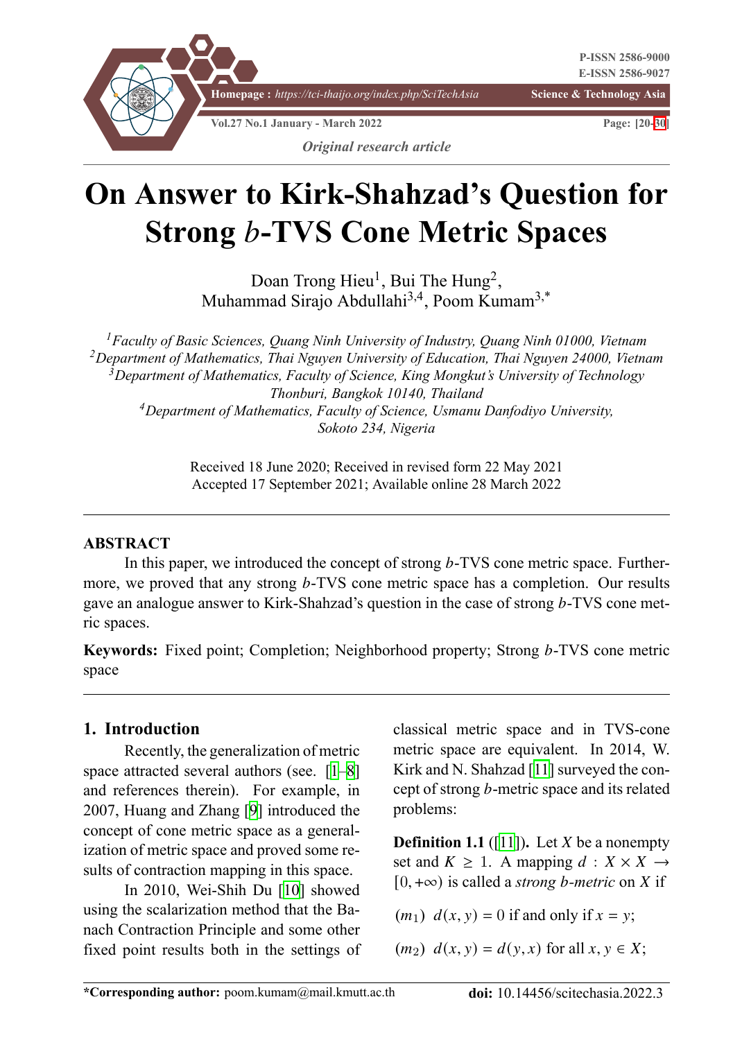*Original research article*

# On Answer to Kirk-Shahzad's Question for Strong $b$-TVS Cone Metric Spaces

Doan Trong Hieu[1], Bui The Hung[2], Muhammad Sirajo Abdullahi[3,4], Poom Kumam[3,*]

[1]*Faculty of Basic Sciences, Quang Ninh University of Industry, Quang Ninh 01000, Vietnam*
[2]*Department of Mathematics, Thai Nguyen University of Education, Thai Nguyen 24000, Vietnam*
[3]*Department of Mathematics, Faculty of Science, King Mongkut's University of Technology Thonburi, Bangkok 10140, Thailand*
[4]*Department of Mathematics, Faculty of Science, Usmanu Danfodiyo University, Sokoto 234, Nigeria*

Received 18 June 2020; Received in revised form 22 May 2021
Accepted 17 September 2021; Available online 28 March 2022

## ABSTRACT

In this paper, we introduced the concept of strong $b$-TVS cone metric space. Furthermore, we proved that any strong $b$-TVS cone metric space has a completion. Our results gave an analogue answer to Kirk-Shahzad's question in the case of strong $b$-TVS cone metric spaces.

**Keywords:** Fixed point; Completion; Neighborhood property; Strong $b$-TVS cone metric space

## 1. Introduction

Recently, the generalization of metric space attracted several authors (see. [1–8] and references therein). For example, in 2007, Huang and Zhang [9] introduced the concept of cone metric space as a generalization of metric space and proved some results of contraction mapping in this space.

In 2010, Wei-Shih Du [10] showed using the scalarization method that the Banach Contraction Principle and some other fixed point results both in the settings of classical metric space and in TVS-cone metric space are equivalent. In 2014, W. Kirk and N. Shahzad [11] surveyed the concept of strong $b$-metric space and its related problems:

**Definition 1.1** ([11]). Let $X$ be a nonempty set and $K \geq 1$. A mapping $d : X \times X \to [0, +\infty)$ is called a *strong $b$-metric* on $X$ if

$(m_1)$ $d(x, y) = 0$ if and only if $x = y$;

$(m_2)$ $d(x, y) = d(y, x)$ for all $x, y \in X$;

**\*Corresponding author:** poom.kumam@mail.kmutt.ac.th

**doi:** 10.14456/scitechasia.2022.3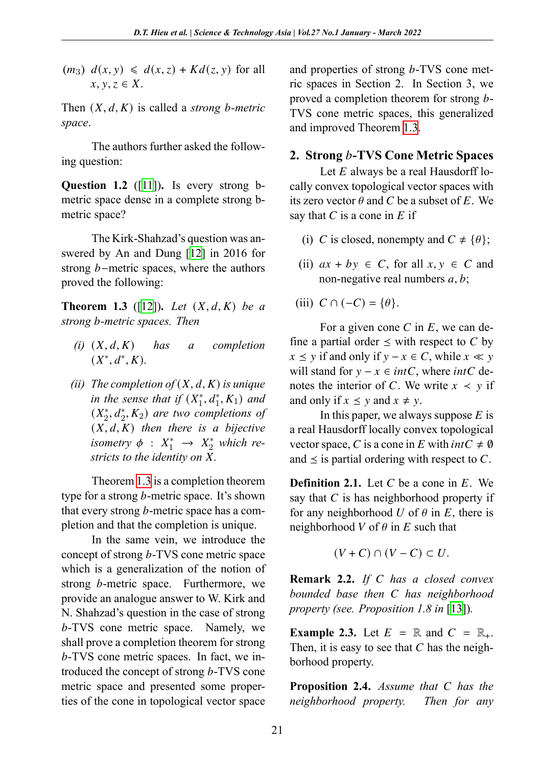($m_3$) $d(x, y) \leqslant d(x, z) + Kd(z, y)$ for all $x, y, z \in X$.

Then $(X, d, K)$ is called a *strong b-metric space*.

The authors further asked the following question:

**Question 1.2** ([11]). Is every strong b-metric space dense in a complete strong b-metric space?

The Kirk-Shahzad's question was answered by An and Dung [12] in 2016 for strong $b-$metric spaces, where the authors proved the following:

**Theorem 1.3** ([12]). *Let $(X, d, K)$ be a strong b-metric spaces. Then*

*(i) $(X, d, K)$ has a completion $(X^*, d^*, K)$.*

*(ii) The completion of $(X, d, K)$ is unique in the sense that if $(X_1^*, d_1^*, K_1)$ and $(X_2^*, d_2^*, K_2)$ are two completions of $(X, d, K)$ then there is a bijective isometry $\phi : X_1^* \to X_2^*$ which restricts to the identity on $X$.*

Theorem 1.3 is a completion theorem type for a strong $b$-metric space. It's shown that every strong $b$-metric space has a completion and that the completion is unique.

In the same vein, we introduce the concept of strong $b$-TVS cone metric space which is a generalization of the notion of strong $b$-metric space. Furthermore, we provide an analogue answer to W. Kirk and N. Shahzad's question in the case of strong $b$-TVS cone metric space. Namely, we shall prove a completion theorem for strong $b$-TVS cone metric spaces. In fact, we introduced the concept of strong $b$-TVS cone metric space and presented some properties of the cone in topological vector space and properties of strong $b$-TVS cone metric spaces in Section 2. In Section 3, we proved a completion theorem for strong $b$-TVS cone metric spaces, this generalized and improved Theorem 1.3.

## 2. Strong $b$-TVS Cone Metric Spaces

Let $E$ always be a real Hausdorff locally convex topological vector spaces with its zero vector $\theta$ and $C$ be a subset of $E$. We say that $C$ is a cone in $E$ if

(i) $C$ is closed, nonempty and $C \neq \{\theta\}$;

(ii) $ax + by \in C$, for all $x, y \in C$ and non-negative real numbers $a, b$;

(iii) $C \cap (-C) = \{\theta\}$.

For a given cone $C$ in $E$, we can define a partial order $\preceq$ with respect to $C$ by $x \preceq y$ if and only if $y - x \in C$, while $x \ll y$ will stand for $y - x \in intC$, where $intC$ denotes the interior of $C$. We write $x \prec y$ if and only if $x \preceq y$ and $x \neq y$.

In this paper, we always suppose $E$ is a real Hausdorff locally convex topological vector space, $C$ is a cone in $E$ with $intC \neq \emptyset$ and $\preceq$ is partial ordering with respect to $C$.

**Definition 2.1.** Let $C$ be a cone in $E$. We say that $C$ is has neighborhood property if for any neighborhood $U$ of $\theta$ in $E$, there is neighborhood $V$ of $\theta$ in $E$ such that

$$(V + C) \cap (V - C) \subset U.$$

**Remark 2.2.** *If $C$ has a closed convex bounded base then $C$ has neighborhood property (see. Proposition 1.8 in [13]).*

**Example 2.3.** Let $E = \mathbb{R}$ and $C = \mathbb{R}_+$. Then, it is easy to see that $C$ has the neighborhood property.

**Proposition 2.4.** *Assume that $C$ has the neighborhood property. Then for any*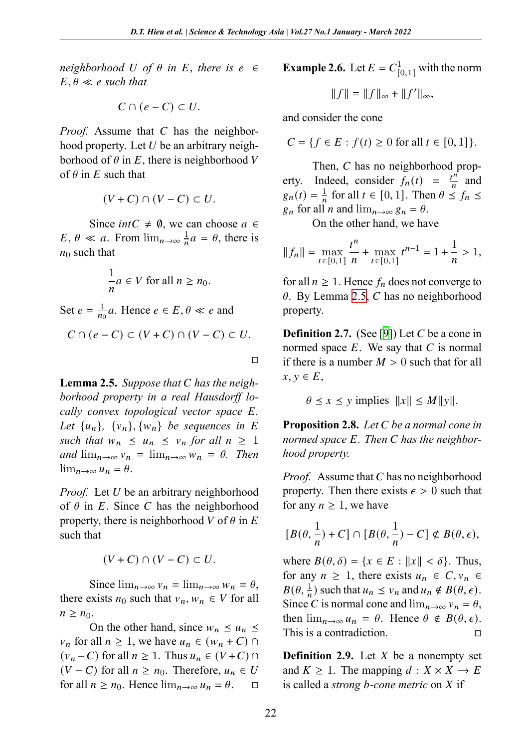*neighborhood $U$ of $\theta$ in $E$, there is $e \in E, \theta \ll e$ such that*

$$C \cap (e - C) \subset U.$$

*Proof.* Assume that $C$ has the neighborhood property. Let $U$ be an arbitrary neighborhood of $\theta$ in $E$, there is neighborhood $V$ of $\theta$ in $E$ such that

$$(V + C) \cap (V - C) \subset U.$$

Since $intC \neq \emptyset$, we can choose $a \in E, \theta \ll a$. From $\lim_{n\to\infty} \frac{1}{n} a = \theta$, there is $n_0$ such that

$$\frac{1}{n} a \in V \text{ for all } n \geq n_0.$$

Set $e = \frac{1}{n_0} a$. Hence $e \in E, \theta \ll e$ and

$$C \cap (e - C) \subset (V + C) \cap (V - C) \subset U.$$

□

**Lemma 2.5.** *Suppose that C has the neighborhood property in a real Hausdorff locally convex topological vector space $E$. Let $\{u_n\}$, $\{v_n\}, \{w_n\}$ be sequences in $E$ such that $w_n \preceq u_n \preceq v_n$ for all $n \geq 1$ and $\lim_{n\to\infty} v_n = \lim_{n\to\infty} w_n = \theta$. Then $\lim_{n\to\infty} u_n = \theta$.*

*Proof.* Let $U$ be an arbitrary neighborhood of $\theta$ in $E$. Since $C$ has the neighborhood property, there is neighborhood $V$ of $\theta$ in $E$ such that

$$(V + C) \cap (V - C) \subset U.$$

Since $\lim_{n\to\infty} v_n = \lim_{n\to\infty} w_n = \theta$, there exists $n_0$ such that $v_n, w_n \in V$ for all $n \geq n_0$.

On the other hand, since $w_n \preceq u_n \preceq v_n$ for all $n \geq 1$, we have $u_n \in (w_n + C) \cap (v_n - C)$ for all $n \geq 1$. Thus $u_n \in (V + C) \cap (V - C)$ for all $n \geq n_0$. Therefore, $u_n \in U$ for all $n \geq n_0$. Hence $\lim_{n\to\infty} u_n = \theta$. □

**Example 2.6.** Let $E = C^1_{[0,1]}$ with the norm

$$\|f\| = \|f\|_\infty + \|f'\|_\infty,$$

and consider the cone

$$C = \{f \in E : f(t) \geq 0 \text{ for all } t \in [0, 1]\}.$$

Then, $C$ has no neighborhood property. Indeed, consider $f_n(t) = \frac{t^n}{n}$ and $g_n(t) = \frac{1}{n}$ for all $t \in [0, 1]$. Then $\theta \preceq f_n \preceq g_n$ for all $n$ and $\lim_{n\to\infty} g_n = \theta$.

On the other hand, we have

$$\|f_n\| = \max_{t\in[0,1]} \frac{t^n}{n} + \max_{t\in[0,1]} t^{n-1} = 1 + \frac{1}{n} > 1,$$

for all $n \geq 1$. Hence $f_n$ does not converge to $\theta$. By Lemma 2.5, $C$ has no neighborhood property.

**Definition 2.7.** (See [9]) Let $C$ be a cone in normed space $E$. We say that $C$ is normal if there is a number $M > 0$ such that for all $x, y \in E$,

$$\theta \preceq x \preceq y \text{ implies } \|x\| \leq M\|y\|.$$

**Proposition 2.8.** *Let C be a normal cone in normed space E. Then C has the neighborhood property.*

*Proof.* Assume that $C$ has no neighborhood property. Then there exists $\epsilon > 0$ such that for any $n \geq 1$, we have

$$[B(\theta, \frac{1}{n}) + C] \cap [B(\theta, \frac{1}{n}) - C] \not\subset B(\theta, \epsilon),$$

where $B(\theta, \delta) = \{x \in E : \|x\| < \delta\}$. Thus, for any $n \geq 1$, there exists $u_n \in C, v_n \in B(\theta, \frac{1}{n})$ such that $u_n \preceq v_n$ and $u_n \notin B(\theta, \epsilon)$. Since $C$ is normal cone and $\lim_{n\to\infty} v_n = \theta$, then $\lim_{n\to\infty} u_n = \theta$. Hence $\theta \notin B(\theta, \epsilon)$. This is a contradiction. □

**Definition 2.9.** Let $X$ be a nonempty set and $K \geq 1$. The mapping $d : X \times X \to E$ is called a *strong b-cone metric* on $X$ if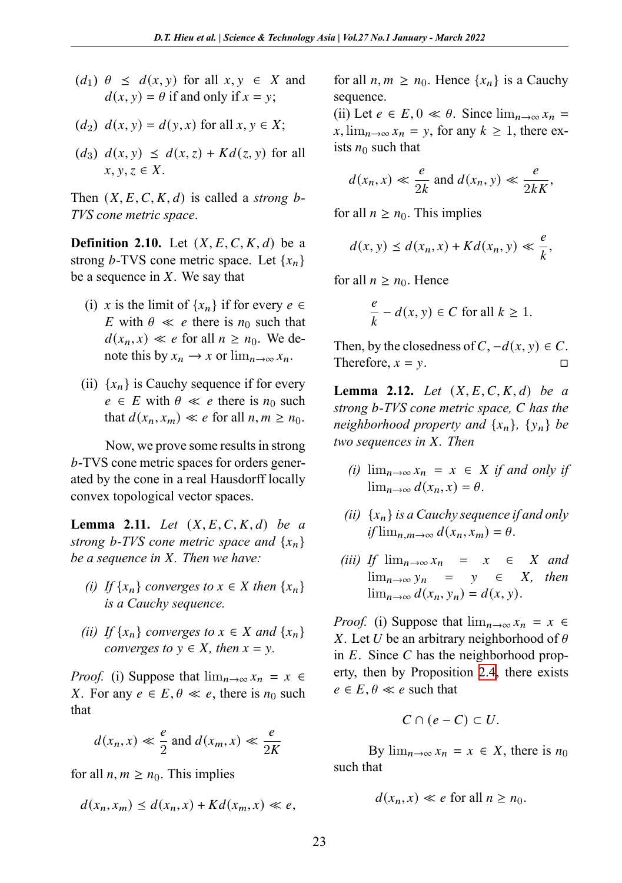($d_1$) $\theta \preceq d(x, y)$ for all $x, y \in X$ and $d(x, y) = \theta$ if and only if $x = y$;

($d_2$) $d(x, y) = d(y, x)$ for all $x, y \in X$;

($d_3$) $d(x, y) \preceq d(x, z) + Kd(z, y)$ for all $x, y, z \in X$.

Then $(X, E, C, K, d)$ is called a *strong b-TVS cone metric space*.

**Definition 2.10.** Let $(X, E, C, K, d)$ be a strong $b$-TVS cone metric space. Let $\{x_n\}$ be a sequence in $X$. We say that

(i) $x$ is the limit of $\{x_n\}$ if for every $e \in E$ with $\theta \ll e$ there is $n_0$ such that $d(x_n, x) \ll e$ for all $n \geq n_0$. We denote this by $x_n \to x$ or $\lim_{n\to\infty} x_n$.

(ii) $\{x_n\}$ is Cauchy sequence if for every $e \in E$ with $\theta \ll e$ there is $n_0$ such that $d(x_n, x_m) \ll e$ for all $n, m \geq n_0$.

Now, we prove some results in strong $b$-TVS cone metric spaces for orders generated by the cone in a real Hausdorff locally convex topological vector spaces.

**Lemma 2.11.** *Let $(X, E, C, K, d)$ be a strong $b$-TVS cone metric space and $\{x_n\}$ be a sequence in $X$. Then we have:*

*(i) If $\{x_n\}$ converges to $x \in X$ then $\{x_n\}$ is a Cauchy sequence.*

*(ii) If $\{x_n\}$ converges to $x \in X$ and $\{x_n\}$ converges to $y \in X$, then $x = y$.*

*Proof.* (i) Suppose that $\lim_{n\to\infty} x_n = x \in X$. For any $e \in E, \theta \ll e$, there is $n_0$ such that

$$d(x_n, x) \ll \frac{e}{2} \text{ and } d(x_m, x) \ll \frac{e}{2K}$$

for all $n, m \geq n_0$. This implies

$$d(x_n, x_m) \preceq d(x_n, x) + Kd(x_m, x) \ll e,$$

for all $n, m \geq n_0$. Hence $\{x_n\}$ is a Cauchy sequence.

(ii) Let $e \in E, 0 \ll \theta$. Since $\lim_{n\to\infty} x_n = x, \lim_{n\to\infty} x_n = y$, for any $k \geq 1$, there exists $n_0$ such that

$$d(x_n, x) \ll \frac{e}{2k} \text{ and } d(x_n, y) \ll \frac{e}{2kK},$$

for all $n \geq n_0$. This implies

$$d(x, y) \preceq d(x_n, x) + Kd(x_n, y) \ll \frac{e}{k},$$

for all $n \geq n_0$. Hence

$$\frac{e}{k} - d(x, y) \in C \text{ for all } k \geq 1.$$

Then, by the closedness of $C$, $-d(x, y) \in C$. Therefore, $x = y$. ☐

**Lemma 2.12.** *Let $(X, E, C, K, d)$ be a strong $b$-TVS cone metric space, $C$ has the neighborhood property and $\{x_n\}$, $\{y_n\}$ be two sequences in $X$. Then*

*(i) $\lim_{n\to\infty} x_n = x \in X$ if and only if $\lim_{n\to\infty} d(x_n, x) = \theta$.*

*(ii) $\{x_n\}$ is a Cauchy sequence if and only if $\lim_{n,m\to\infty} d(x_n, x_m) = \theta$.*

*(iii) If $\lim_{n\to\infty} x_n = x \in X$ and $\lim_{n\to\infty} y_n = y \in X$, then $\lim_{n\to\infty} d(x_n, y_n) = d(x, y)$.*

*Proof.* (i) Suppose that $\lim_{n\to\infty} x_n = x \in X$. Let $U$ be an arbitrary neighborhood of $\theta$ in $E$. Since $C$ has the neighborhood property, then by Proposition 2.4, there exists $e \in E, \theta \ll e$ such that

$$C \cap (e - C) \subset U.$$

By $\lim_{n\to\infty} x_n = x \in X$, there is $n_0$ such that

$$d(x_n, x) \ll e \text{ for all } n \geq n_0.$$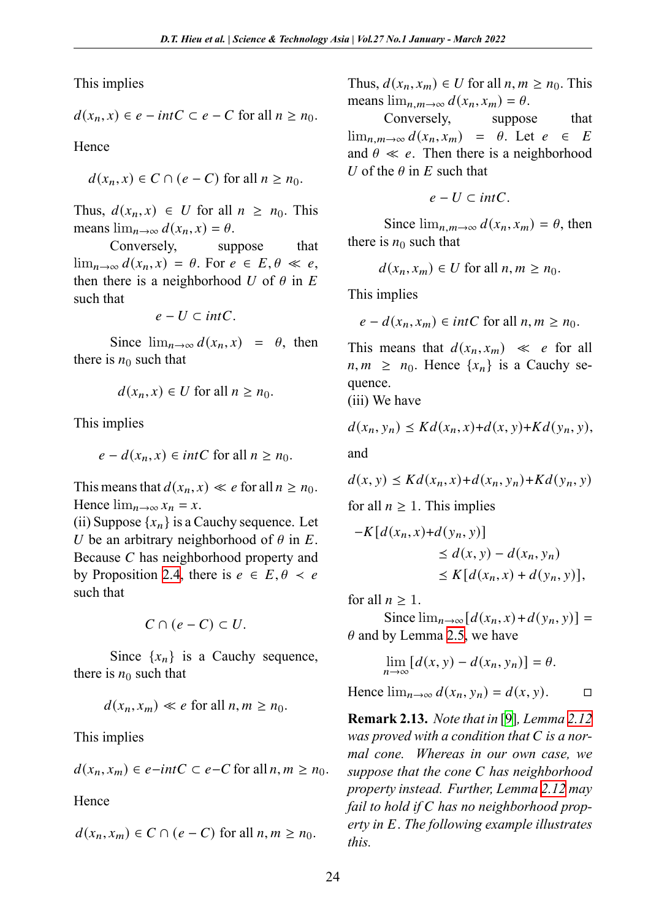This implies

$$d(x_n, x) \in e - intC \subset e - C \text{ for all } n \geq n_0.$$

Hence

$$d(x_n, x) \in C \cap (e - C) \text{ for all } n \geq n_0.$$

Thus, $d(x_n, x) \in U$ for all $n \geq n_0$. This means $\lim_{n\to\infty} d(x_n, x) = \theta$.

Conversely, suppose that $\lim_{n\to\infty} d(x_n, x) = \theta$. For $e \in E, \theta \ll e$, then there is a neighborhood $U$ of $\theta$ in $E$ such that

$$e - U \subset intC.$$

Since $\lim_{n\to\infty} d(x_n, x) = \theta$, then there is $n_0$ such that

$$d(x_n, x) \in U \text{ for all } n \geq n_0.$$

This implies

$$e - d(x_n, x) \in intC \text{ for all } n \geq n_0.$$

This means that $d(x_n, x) \ll e$ for all $n \geq n_0$. Hence $\lim_{n\to\infty} x_n = x$.

(ii) Suppose $\{x_n\}$ is a Cauchy sequence. Let $U$ be an arbitrary neighborhood of $\theta$ in $E$. Because $C$ has neighborhood property and by Proposition 2.4, there is $e \in E, \theta \prec e$ such that

$$C \cap (e - C) \subset U.$$

Since $\{x_n\}$ is a Cauchy sequence, there is $n_0$ such that

$$d(x_n, x_m) \ll e \text{ for all } n, m \geq n_0.$$

This implies

$$d(x_n, x_m) \in e - intC \subset e - C \text{ for all } n, m \geq n_0.$$

Hence

$$d(x_n, x_m) \in C \cap (e - C) \text{ for all } n, m \geq n_0.$$

Thus, $d(x_n, x_m) \in U$ for all $n, m \geq n_0$. This means $\lim_{n,m\to\infty} d(x_n, x_m) = \theta$.

Conversely, suppose that $\lim_{n,m\to\infty} d(x_n, x_m) = \theta$. Let $e \in E$ and $\theta \ll e$. Then there is a neighborhood $U$ of the $\theta$ in $E$ such that

$$e - U \subset intC.$$

Since $\lim_{n,m\to\infty} d(x_n, x_m) = \theta$, then there is $n_0$ such that

$$d(x_n, x_m) \in U \text{ for all } n, m \geq n_0.$$

This implies

$$e - d(x_n, x_m) \in intC \text{ for all } n, m \geq n_0.$$

This means that $d(x_n, x_m) \ll e$ for all $n, m \geq n_0$. Hence $\{x_n\}$ is a Cauchy sequence.

(iii) We have

$$d(x_n, y_n) \preceq Kd(x_n, x) + d(x, y) + Kd(y_n, y),$$

and

$$d(x, y) \preceq Kd(x_n, x) + d(x_n, y_n) + Kd(y_n, y)$$

for all $n \geq 1$. This implies

$$\begin{aligned} -K[d(x_n, x) + d(y_n, y)] & \\ &\preceq d(x, y) - d(x_n, y_n) \\ &\preceq K[d(x_n, x) + d(y_n, y)], \end{aligned}$$

for all $n \geq 1$.

Since $\lim_{n\to\infty}[d(x_n, x) + d(y_n, y)] = \theta$ and by Lemma 2.5, we have

$$\lim_{n\to\infty} [d(x, y) - d(x_n, y_n)] = \theta.$$

Hence $\lim_{n\to\infty} d(x_n, y_n) = d(x, y)$. □

**Remark 2.13.** *Note that in [9], Lemma 2.12 was proved with a condition that C is a normal cone. Whereas in our own case, we suppose that the cone C has neighborhood property instead. Further, Lemma 2.12 may fail to hold if C has no neighborhood property in E. The following example illustrates this.*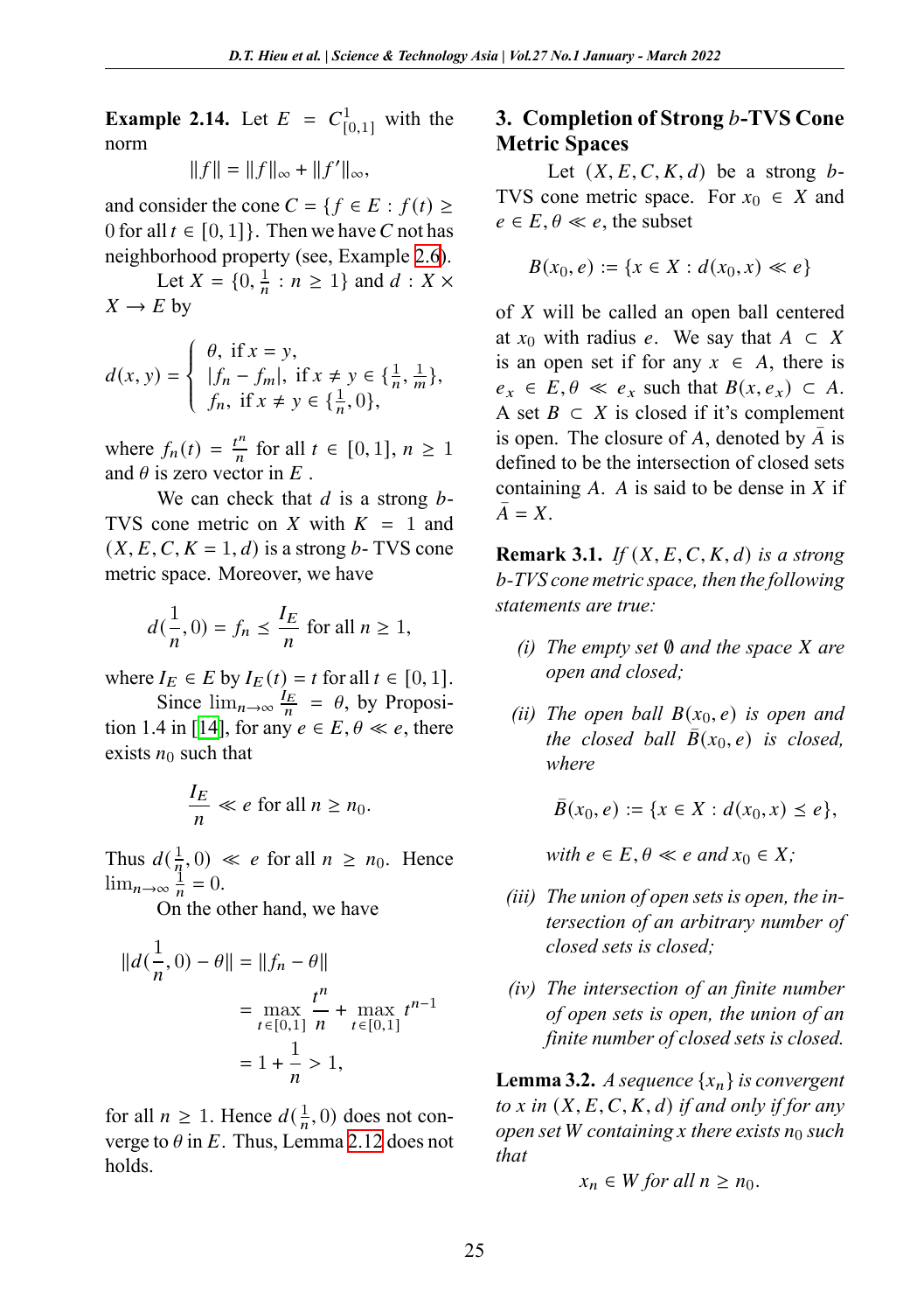**Example 2.14.** Let $E = C^1_{[0,1]}$ with the norm

$$\|f\| = \|f\|_\infty + \|f'\|_\infty,$$

and consider the cone $C = \{f \in E : f(t) \geq 0 \text{ for all } t \in [0,1]\}$. Then we have $C$ not has neighborhood property (see, Example 2.6).

Let $X = \{0, \frac{1}{n} : n \geq 1\}$ and $d : X \times X \to E$ by

$$d(x,y) = \begin{cases} \theta, \text{ if } x = y, \\ |f_n - f_m|, \text{ if } x \neq y \in \{\frac{1}{n}, \frac{1}{m}\}, \\ f_n, \text{ if } x \neq y \in \{\frac{1}{n}, 0\}, \end{cases}$$

where $f_n(t) = \frac{t^n}{n}$ for all $t \in [0,1]$, $n \geq 1$ and $\theta$ is zero vector in $E$ .

We can check that $d$ is a strong $b$-TVS cone metric on $X$ with $K = 1$ and $(X, E, C, K = 1, d)$ is a strong $b$- TVS cone metric space. Moreover, we have

$$d(\frac{1}{n}, 0) = f_n \preceq \frac{I_E}{n} \text{ for all } n \geq 1,$$

where $I_E \in E$ by $I_E(t) = t$ for all $t \in [0,1]$.

Since $\lim_{n\to\infty} \frac{I_E}{n} = \theta$, by Proposition 1.4 in [14], for any $e \in E, \theta \ll e$, there exists $n_0$ such that

$$\frac{I_E}{n} \ll e \text{ for all } n \geq n_0.$$

Thus $d(\frac{1}{n}, 0) \ll e$ for all $n \geq n_0$. Hence $\lim_{n\to\infty} \frac{1}{n} = 0$.

On the other hand, we have

$$\begin{aligned} \|d(\frac{1}{n}, 0) - \theta\| &= \|f_n - \theta\| \\ &= \max_{t\in[0,1]} \frac{t^n}{n} + \max_{t\in[0,1]} t^{n-1} \\ &= 1 + \frac{1}{n} > 1, \end{aligned}$$

for all $n \geq 1$. Hence $d(\frac{1}{n}, 0)$ does not converge to $\theta$ in $E$. Thus, Lemma 2.12 does not holds.

## 3. Completion of Strong $b$-TVS Cone Metric Spaces

Let $(X, E, C, K, d)$ be a strong $b$-TVS cone metric space. For $x_0 \in X$ and $e \in E, \theta \ll e$, the subset

$$B(x_0, e) := \{x \in X : d(x_0, x) \ll e\}$$

of $X$ will be called an open ball centered at $x_0$ with radius $e$. We say that $A \subset X$ is an open set if for any $x \in A$, there is $e_x \in E, \theta \ll e_x$ such that $B(x, e_x) \subset A$. A set $B \subset X$ is closed if it's complement is open. The closure of $A$, denoted by $\bar{A}$ is defined to be the intersection of closed sets containing $A$. $A$ is said to be dense in $X$ if $\bar{A} = X$.

**Remark 3.1.** *If $(X, E, C, K, d)$ is a strong b-TVS cone metric space, then the following statements are true:*

*(i) The empty set $\emptyset$ and the space $X$ are open and closed;*

*(ii) The open ball $B(x_0, e)$ is open and the closed ball $\bar{B}(x_0, e)$ is closed, where*

$$\bar{B}(x_0, e) := \{x \in X : d(x_0, x) \preceq e\},$$

*with $e \in E, \theta \ll e$ and $x_0 \in X$;*

*(iii) The union of open sets is open, the intersection of an arbitrary number of closed sets is closed;*

*(iv) The intersection of an finite number of open sets is open, the union of an finite number of closed sets is closed.*

**Lemma 3.2.** *A sequence $\{x_n\}$ is convergent to $x$ in $(X, E, C, K, d)$ if and only if for any open set $W$ containing $x$ there exists $n_0$ such that*

$$x_n \in W \text{ for all } n \geq n_0.$$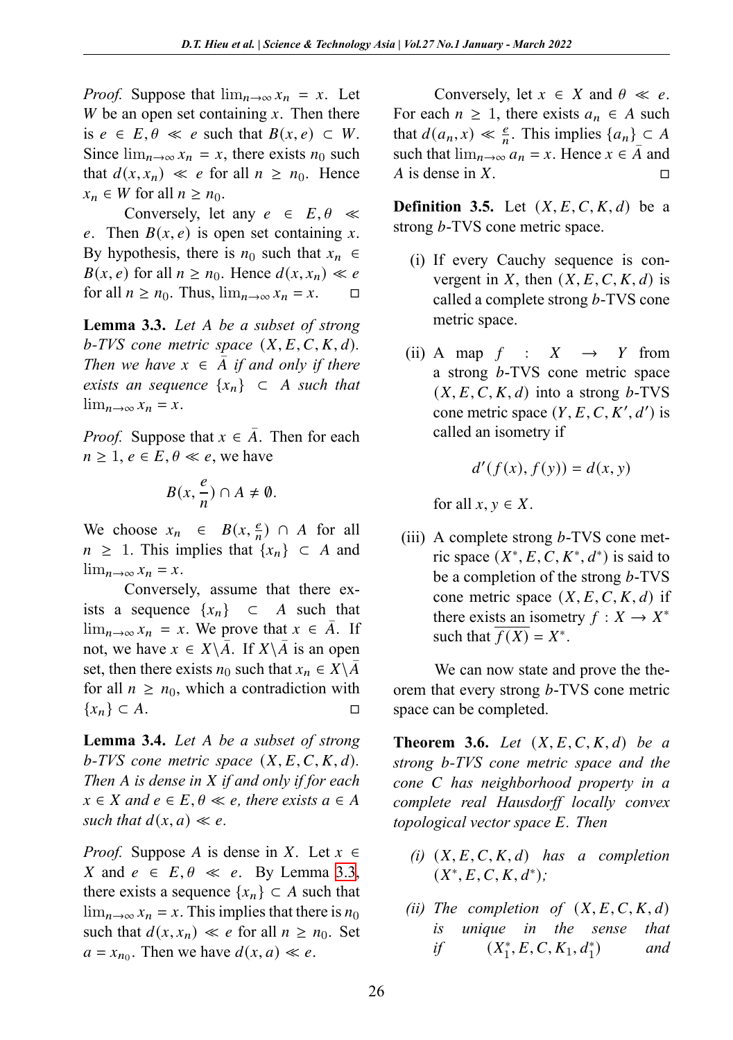*Proof.* Suppose that $\lim_{n\to\infty} x_n = x$. Let $W$ be an open set containing $x$. Then there is $e \in E, \theta \ll e$ such that $B(x,e) \subset W$. Since $\lim_{n\to\infty} x_n = x$, there exists $n_0$ such that $d(x,x_n) \ll e$ for all $n \geq n_0$. Hence $x_n \in W$ for all $n \geq n_0$.

Conversely, let any $e \in E, \theta \ll e$. Then $B(x,e)$ is open set containing $x$. By hypothesis, there is $n_0$ such that $x_n \in B(x,e)$ for all $n \geq n_0$. Hence $d(x,x_n) \ll e$ for all $n \geq n_0$. Thus, $\lim_{n\to\infty} x_n = x$. □

**Lemma 3.3.** *Let $A$ be a subset of strong b-TVS cone metric space $(X,E,C,K,d)$. Then we have $x \in \bar{A}$ if and only if there exists an sequence $\{x_n\} \subset A$ such that $\lim_{n\to\infty} x_n = x$.*

*Proof.* Suppose that $x \in \bar{A}$. Then for each $n \geq 1$, $e \in E, \theta \ll e$, we have

$$B(x, \frac{e}{n}) \cap A \neq \emptyset.$$

We choose $x_n \in B(x, \frac{e}{n}) \cap A$ for all $n \geq 1$. This implies that $\{x_n\} \subset A$ and $\lim_{n\to\infty} x_n = x$.

Conversely, assume that there exists a sequence $\{x_n\} \subset A$ such that $\lim_{n\to\infty} x_n = x$. We prove that $x \in \bar{A}$. If not, we have $x \in X \backslash \bar{A}$. If $X\backslash \bar{A}$ is an open set, then there exists $n_0$ such that $x_n \in X\backslash \bar{A}$ for all $n \geq n_0$, which a contradiction with $\{x_n\} \subset A$. □

**Lemma 3.4.** *Let $A$ be a subset of strong b-TVS cone metric space $(X,E,C,K,d)$. Then $A$ is dense in $X$ if and only if for each $x \in X$ and $e \in E, \theta \ll e$, there exists $a \in A$ such that $d(x,a) \ll e$.*

*Proof.* Suppose $A$ is dense in $X$. Let $x \in X$ and $e \in E, \theta \ll e$. By Lemma 3.3, there exists a sequence $\{x_n\} \subset A$ such that $\lim_{n\to\infty} x_n = x$. This implies that there is $n_0$ such that $d(x,x_n) \ll e$ for all $n \geq n_0$. Set $a = x_{n_0}$. Then we have $d(x,a) \ll e$.

Conversely, let $x \in X$ and $\theta \ll e$. For each $n \geq 1$, there exists $a_n \in A$ such that $d(a_n, x) \ll \frac{e}{n}$. This implies $\{a_n\} \subset A$ such that $\lim_{n\to\infty} a_n = x$. Hence $x \in \bar{A}$ and $A$ is dense in $X$. □

**Definition 3.5.** Let $(X,E,C,K,d)$ be a strong $b$-TVS cone metric space.

(i) If every Cauchy sequence is convergent in $X$, then $(X,E,C,K,d)$ is called a complete strong $b$-TVS cone metric space.

(ii) A map $f : X \to Y$ from a strong $b$-TVS cone metric space $(X,E,C,K,d)$ into a strong $b$-TVS cone metric space $(Y,E,C,K',d')$ is called an isometry if

$$d'(f(x), f(y)) = d(x,y)$$

for all $x,y \in X$.

(iii) A complete strong $b$-TVS cone metric space $(X^*,E,C,K^*,d^*)$ is said to be a completion of the strong $b$-TVS cone metric space $(X,E,C,K,d)$ if there exists an isometry $f : X \to X^*$ such that $\overline{f(X)} = X^*$.

We can now state and prove the theorem that every strong $b$-TVS cone metric space can be completed.

**Theorem 3.6.** *Let $(X,E,C,K,d)$ be a strong b-TVS cone metric space and the cone $C$ has neighborhood property in a complete real Hausdorff locally convex topological vector space $E$. Then*

*(i) $(X,E,C,K,d)$ has a completion $(X^*,E,C,K,d^*)$;*

*(ii) The completion of $(X,E,C,K,d)$ is unique in the sense that if $(X_1^*,E,C,K_1,d_1^*)$ and*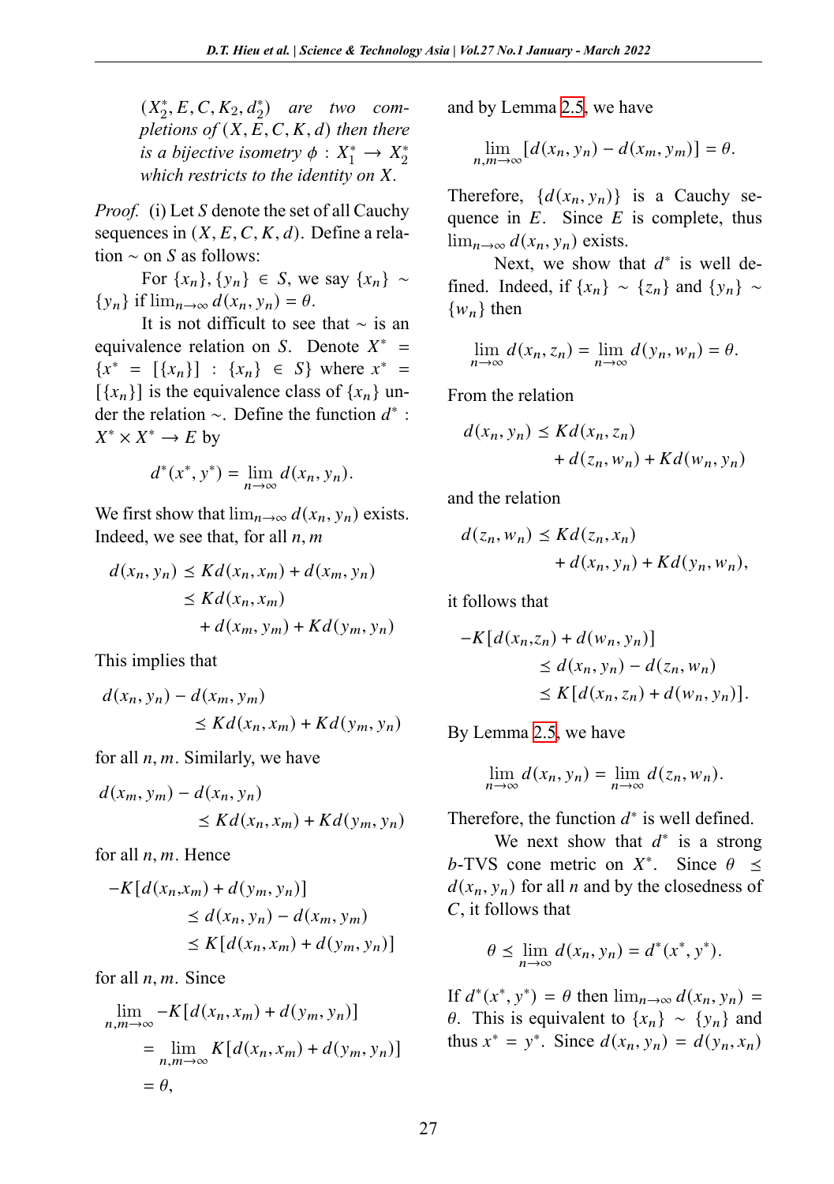*$(X_2^*, E, C, K_2, d_2^*)$ are two completions of $(X, E, C, K, d)$ then there is a bijective isometry $\phi : X_1^* \to X_2^*$ which restricts to the identity on $X$.*

*Proof.* (i) Let $S$ denote the set of all Cauchy sequences in $(X, E, C, K, d)$. Define a relation $\sim$ on $S$ as follows:

For $\{x_n\}, \{y_n\} \in S$, we say $\{x_n\} \sim \{y_n\}$ if $\lim_{n\to\infty} d(x_n, y_n) = \theta$.

It is not difficult to see that $\sim$ is an equivalence relation on $S$. Denote $X^* = \{x^* = [\{x_n\}] : \{x_n\} \in S\}$ where $x^* = [\{x_n\}]$ is the equivalence class of $\{x_n\}$ under the relation $\sim$. Define the function $d^* : X^* \times X^* \to E$ by

$$d^*(x^*, y^*) = \lim_{n\to\infty} d(x_n, y_n).$$

We first show that $\lim_{n\to\infty} d(x_n, y_n)$ exists. Indeed, we see that, for all $n, m$

$$\begin{aligned} d(x_n, y_n) &\preceq Kd(x_n, x_m) + d(x_m, y_n) \\ &\preceq Kd(x_n, x_m) \\ &\quad + d(x_m, y_m) + Kd(y_m, y_n) \end{aligned}$$

This implies that

$$\begin{aligned} d(x_n, y_n) &- d(x_m, y_m) \\ &\preceq Kd(x_n, x_m) + Kd(y_m, y_n) \end{aligned}$$

for all $n, m$. Similarly, we have

$$\begin{aligned} d(x_m, y_m) &- d(x_n, y_n) \\ &\preceq Kd(x_n, x_m) + Kd(y_m, y_n) \end{aligned}$$

for all $n, m$. Hence

$$\begin{aligned} -K[d(x_n,x_m) &+ d(y_m, y_n)] \\ &\preceq d(x_n, y_n) - d(x_m, y_m) \\ &\preceq K[d(x_n, x_m) + d(y_m, y_n)] \end{aligned}$$

for all $n, m$. Since

$$\begin{aligned} \lim_{n,m\to\infty} &-K[d(x_n, x_m) + d(y_m, y_n)] \\ &= \lim_{n,m\to\infty} K[d(x_n, x_m) + d(y_m, y_n)] \\ &= \theta, \end{aligned}$$

and by Lemma 2.5, we have

$$\lim_{n,m\to\infty} [d(x_n, y_n) - d(x_m, y_m)] = \theta.$$

Therefore, $\{d(x_n, y_n)\}$ is a Cauchy sequence in $E$. Since $E$ is complete, thus $\lim_{n\to\infty} d(x_n, y_n)$ exists.

Next, we show that $d^*$ is well defined. Indeed, if $\{x_n\} \sim \{z_n\}$ and $\{y_n\} \sim \{w_n\}$ then

$$\lim_{n\to\infty} d(x_n, z_n) = \lim_{n\to\infty} d(y_n, w_n) = \theta.$$

From the relation

$$\begin{aligned} d(x_n, y_n) &\preceq Kd(x_n, z_n) \\ &\quad + d(z_n, w_n) + Kd(w_n, y_n) \end{aligned}$$

and the relation

$$\begin{aligned} d(z_n, w_n) &\preceq Kd(z_n, x_n) \\ &\quad + d(x_n, y_n) + Kd(y_n, w_n), \end{aligned}$$

it follows that

$$\begin{aligned} -K[d(x_n,z_n) &+ d(w_n, y_n)] \\ &\preceq d(x_n, y_n) - d(z_n, w_n) \\ &\preceq K[d(x_n, z_n) + d(w_n, y_n)]. \end{aligned}$$

By Lemma 2.5, we have

$$\lim_{n\to\infty} d(x_n, y_n) = \lim_{n\to\infty} d(z_n, w_n).$$

Therefore, the function $d^*$ is well defined.

We next show that $d^*$ is a strong $b$-TVS cone metric on $X^*$. Since $\theta \preceq d(x_n, y_n)$ for all $n$ and by the closedness of $C$, it follows that

$$\theta \preceq \lim_{n\to\infty} d(x_n, y_n) = d^*(x^*, y^*).$$

If $d^*(x^*, y^*) = \theta$ then $\lim_{n\to\infty} d(x_n, y_n) = \theta$. This is equivalent to $\{x_n\} \sim \{y_n\}$ and thus $x^* = y^*$. Since $d(x_n, y_n) = d(y_n, x_n)$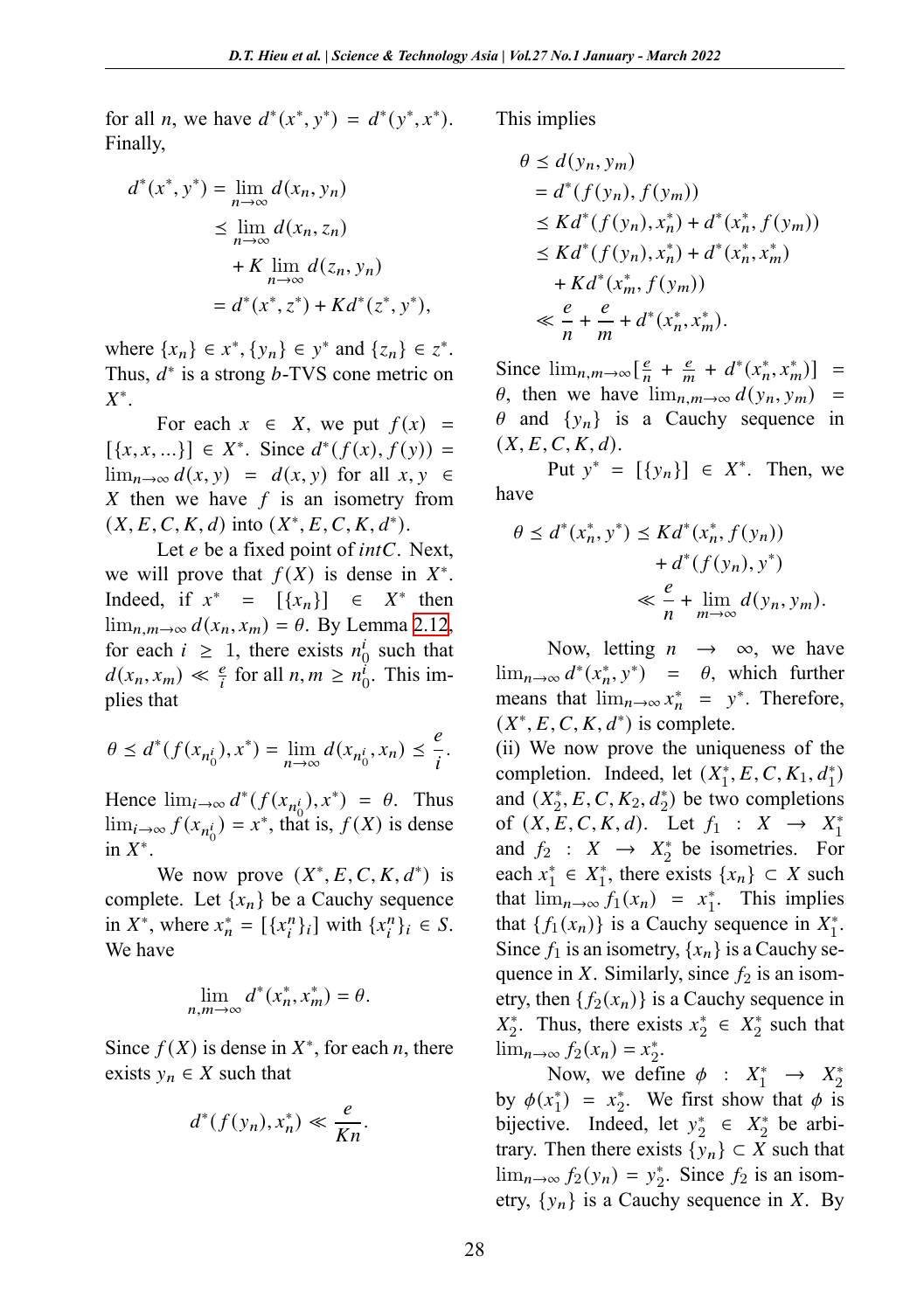for all $n$, we have $d^*(x^*, y^*) = d^*(y^*, x^*)$. Finally,

$$\begin{aligned} d^*(x^*, y^*) &= \lim_{n\to\infty} d(x_n, y_n) \\ &\leq \lim_{n\to\infty} d(x_n, z_n) \\ &\quad + K \lim_{n\to\infty} d(z_n, y_n) \\ &= d^*(x^*, z^*) + K d^*(z^*, y^*), \end{aligned}$$

where $\{x_n\} \in x^*, \{y_n\} \in y^*$ and $\{z_n\} \in z^*$. Thus, $d^*$ is a strong $b$-TVS cone metric on $X^*$.

For each $x \in X$, we put $f(x) = [\{x, x, ...\}] \in X^*$. Since $d^*(f(x), f(y)) = \lim_{n\to\infty} d(x, y) = d(x, y)$ for all $x, y \in X$ then we have $f$ is an isometry from $(X, E, C, K, d)$ into $(X^*, E, C, K, d^*)$.

Let $e$ be a fixed point of $intC$. Next, we will prove that $f(X)$ is dense in $X^*$. Indeed, if $x^* = [\{x_n\}] \in X^*$ then $\lim_{n,m\to\infty} d(x_n, x_m) = \theta$. By Lemma 2.12, for each $i \geq 1$, there exists $n_0^i$ such that $d(x_n, x_m) \ll \frac{e}{i}$ for all $n, m \geq n_0^i$. This implies that

$$\theta \leq d^*(f(x_{n_0^i}), x^*) = \lim_{n\to\infty} d(x_{n_0^i}, x_n) \leq \frac{e}{i}.$$

Hence $\lim_{i\to\infty} d^*(f(x_{n_0^i}), x^*) = \theta$. Thus $\lim_{i\to\infty} f(x_{n_0^i}) = x^*$, that is, $f(X)$ is dense in $X^*$.

We now prove $(X^*, E, C, K, d^*)$ is complete. Let $\{x_n\}$ be a Cauchy sequence in $X^*$, where $x_n^* = [\{x_i^n\}_i]$ with $\{x_i^n\}_i \in S$. We have

$$\lim_{n,m\to\infty} d^*(x_n^*, x_m^*) = \theta.$$

Since $f(X)$ is dense in $X^*$, for each $n$, there exists $y_n \in X$ such that

$$d^*(f(y_n), x_n^*) \ll \frac{e}{Kn}.$$

This implies

$$\begin{aligned} \theta &\leq d(y_n, y_m) \\ &= d^*(f(y_n), f(y_m)) \\ &\leq K d^*(f(y_n), x_n^*) + d^*(x_n^*, f(y_m)) \\ &\leq K d^*(f(y_n), x_n^*) + d^*(x_n^*, x_m^*) \\ &\quad + K d^*(x_m^*, f(y_m)) \\ &\ll \frac{e}{n} + \frac{e}{m} + d^*(x_n^*, x_m^*). \end{aligned}$$

Since $\lim_{n,m\to\infty}[\frac{e}{n} + \frac{e}{m} + d^*(x_n^*, x_m^*)] = \theta$, then we have $\lim_{n,m\to\infty} d(y_n, y_m) = \theta$ and $\{y_n\}$ is a Cauchy sequence in $(X, E, C, K, d)$.

Put $y^* = [\{y_n\}] \in X^*$. Then, we have

$$\begin{aligned} \theta \leq d^*(x_n^*, y^*) &\leq K d^*(x_n^*, f(y_n)) \\ &\quad + d^*(f(y_n), y^*) \\ &\ll \frac{e}{n} + \lim_{m\to\infty} d(y_n, y_m). \end{aligned}$$

Now, letting $n \to \infty$, we have $\lim_{n\to\infty} d^*(x_n^*, y^*) = \theta$, which further means that $\lim_{n\to\infty} x_n^* = y^*$. Therefore, $(X^*, E, C, K, d^*)$ is complete.

(ii) We now prove the uniqueness of the completion. Indeed, let $(X_1^*, E, C, K_1, d_1^*)$ and $(X_2^*, E, C, K_2, d_2^*)$ be two completions of $(X, E, C, K, d)$. Let $f_1 : X \to X_1^*$ and $f_2 : X \to X_2^*$ be isometries. For each $x_1^* \in X_1^*$, there exists $\{x_n\} \subset X$ such that $\lim_{n\to\infty} f_1(x_n) = x_1^*$. This implies that $\{f_1(x_n)\}$ is a Cauchy sequence in $X_1^*$. Since $f_1$ is an isometry, $\{x_n\}$ is a Cauchy sequence in $X$. Similarly, since $f_2$ is an isometry, then $\{f_2(x_n)\}$ is a Cauchy sequence in $X_2^*$. Thus, there exists $x_2^* \in X_2^*$ such that $\lim_{n\to\infty} f_2(x_n) = x_2^*$.

Now, we define $\phi : X_1^* \to X_2^*$ by $\phi(x_1^*) = x_2^*$. We first show that $\phi$ is bijective. Indeed, let $y_2^* \in X_2^*$ be arbitrary. Then there exists $\{y_n\} \subset X$ such that $\lim_{n\to\infty} f_2(y_n) = y_2^*$. Since $f_2$ is an isometry, $\{y_n\}$ is a Cauchy sequence in $X$. By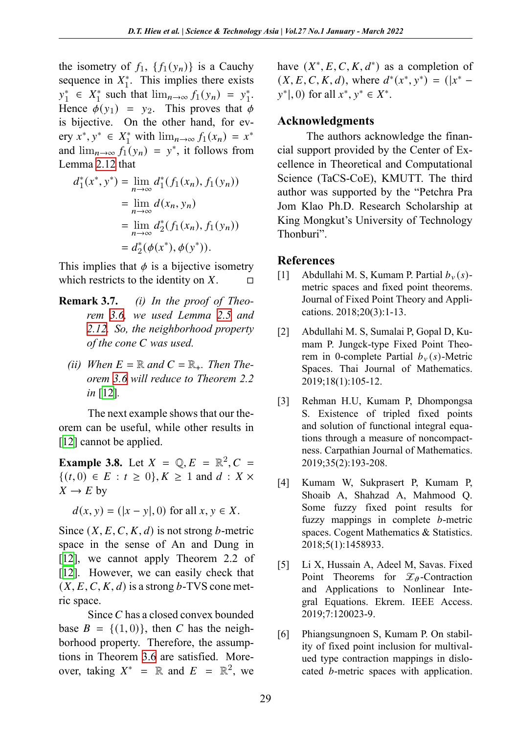the isometry of $f_1$, $\{f_1(y_n)\}$ is a Cauchy sequence in $X_1^*$. This implies there exists $y_1^* \in X_1^*$ such that $\lim_{n\to\infty} f_1(y_n) = y_1^*$. Hence $\phi(y_1) = y_2$. This proves that $\phi$ is bijective. On the other hand, for every $x^*, y^* \in X_1^*$ with $\lim_{n\to\infty} f_1(x_n) = x^*$ and $\lim_{n\to\infty} f_1(y_n) = y^*$, it follows from Lemma 2.12 that

$$
\begin{aligned}
d_1^*(x^*, y^*) &= \lim_{n\to\infty} d_1^*(f_1(x_n), f_1(y_n)) \\
&= \lim_{n\to\infty} d(x_n, y_n) \\
&= \lim_{n\to\infty} d_2^*(f_1(x_n), f_1(y_n)) \\
&= d_2^*(\phi(x^*), \phi(y^*)).
\end{aligned}
$$

This implies that $\phi$ is a bijective isometry which restricts to the identity on $X$. □

**Remark 3.7.** *(i) In the proof of Theorem 3.6, we used Lemma 2.5 and 2.12. So, the neighborhood property of the cone $C$ was used.*

*(ii) When $E = \mathbb{R}$ and $C = \mathbb{R}_+$. Then Theorem 3.6 will reduce to Theorem 2.2 in* [12].

The next example shows that our theorem can be useful, while other results in [12] cannot be applied.

**Example 3.8.** Let $X = \mathbb{Q}, E = \mathbb{R}^2, C = \{(t, 0) \in E : t \geq 0\}, K \geq 1$ and $d : X \times X \to E$ by

$$d(x, y) = (|x - y|, 0) \text{ for all } x, y \in X.$$

Since $(X, E, C, K, d)$ is not strong $b$-metric space in the sense of An and Dung in [12], we cannot apply Theorem 2.2 of [12]. However, we can easily check that $(X, E, C, K, d)$ is a strong $b$-TVS cone metric space.

Since $C$ has a closed convex bounded base $B = \{(1, 0)\}$, then $C$ has the neighborhood property. Therefore, the assumptions in Theorem 3.6 are satisfied. Moreover, taking $X^* = \mathbb{R}$ and $E = \mathbb{R}^2$, we have $(X^*, E, C, K, d^*)$ as a completion of $(X, E, C, K, d)$, where $d^*(x^*, y^*) = (|x^* - y^*|, 0)$ for all $x^*, y^* \in X^*$.

## Acknowledgments

The authors acknowledge the financial support provided by the Center of Excellence in Theoretical and Computational Science (TaCS-CoE), KMUTT. The third author was supported by the "Petchra Pra Jom Klao Ph.D. Research Scholarship at King Mongkut's University of Technology Thonburi".

## References

[1] Abdullahi M. S, Kumam P. Partial $b_v(s)$-metric spaces and fixed point theorems. Journal of Fixed Point Theory and Applications. 2018;20(3):1-13.

[2] Abdullahi M. S, Sumalai P, Gopal D, Kumam P. Jungck-type Fixed Point Theorem in 0-complete Partial $b_v(s)$-Metric Spaces. Thai Journal of Mathematics. 2019;18(1):105-12.

[3] Rehman H.U, Kumam P, Dhompongsa S. Existence of tripled fixed points and solution of functional integral equations through a measure of noncompactness. Carpathian Journal of Mathematics. 2019;35(2):193-208.

[4] Kumam W, Sukprasert P, Kumam P, Shoaib A, Shahzad A, Mahmood Q. Some fuzzy fixed point results for fuzzy mappings in complete $b$-metric spaces. Cogent Mathematics & Statistics. 2018;5(1):1458933.

[5] Li X, Hussain A, Adeel M, Savas. Fixed Point Theorems for $\mathcal{Z}_\vartheta$-Contraction and Applications to Nonlinear Integral Equations. Ekrem. IEEE Access. 2019;7:120023-9.

[6] Phiangsungnoen S, Kumam P. On stability of fixed point inclusion for multivalued type contraction mappings in dislocated $b$-metric spaces with application.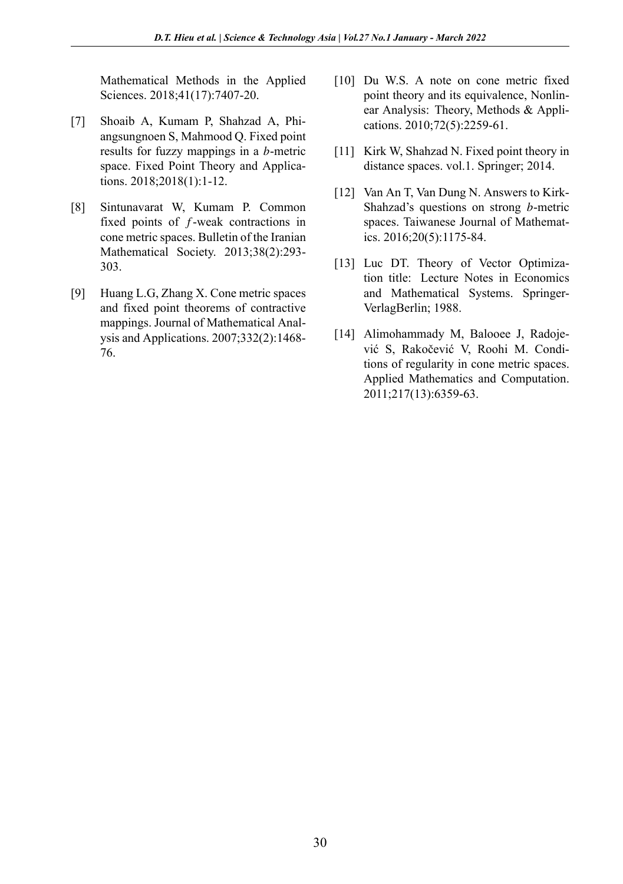Mathematical Methods in the Applied Sciences. 2018;41(17):7407-20.

[7] Shoaib A, Kumam P, Shahzad A, Phiangsungnoen S, Mahmood Q. Fixed point results for fuzzy mappings in a $b$-metric space. Fixed Point Theory and Applications. 2018;2018(1):1-12.

[8] Sintunavarat W, Kumam P. Common fixed points of $f$-weak contractions in cone metric spaces. Bulletin of the Iranian Mathematical Society. 2013;38(2):293-303.

[9] Huang L.G, Zhang X. Cone metric spaces and fixed point theorems of contractive mappings. Journal of Mathematical Analysis and Applications. 2007;332(2):1468-76.

[10] Du W.S. A note on cone metric fixed point theory and its equivalence, Nonlinear Analysis: Theory, Methods & Applications. 2010;72(5):2259-61.

[11] Kirk W, Shahzad N. Fixed point theory in distance spaces. vol.1. Springer; 2014.

[12] Van An T, Van Dung N. Answers to Kirk-Shahzad's questions on strong $b$-metric spaces. Taiwanese Journal of Mathematics. 2016;20(5):1175-84.

[13] Luc DT. Theory of Vector Optimization title: Lecture Notes in Economics and Mathematical Systems. Springer-VerlagBerlin; 1988.

[14] Alimohammady M, Balooee J, Radojević S, Rakočević V, Roohi M. Conditions of regularity in cone metric spaces. Applied Mathematics and Computation. 2011;217(13):6359-63.